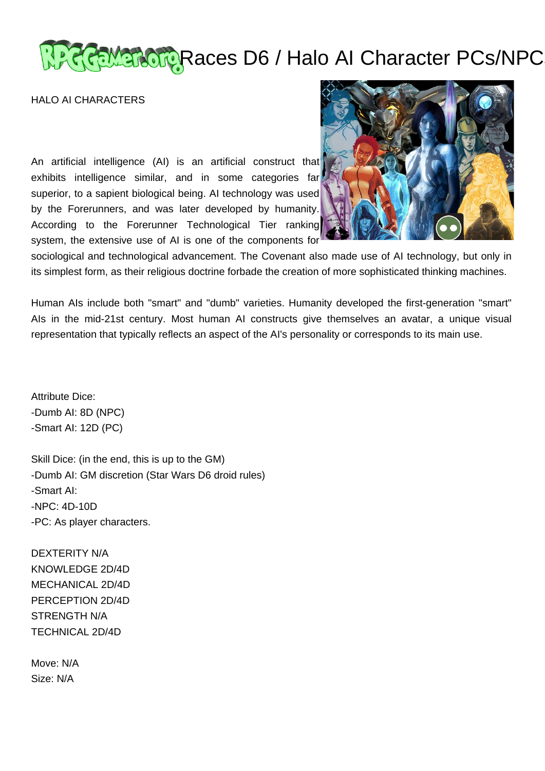# Races D6 / Halo AI Character PCs/NPCs

HALO AI CHARACTERS

An artificial intelligence (AI) is an artificial construct that exhibits intelligence similar, and in some categories far superior, to a sapient biological being. AI technology was used by the Forerunners, and was later developed by humanity. According to the Forerunner Technological Tier ranking system, the extensive use of AI is one of the components for sociological and technological advancement. The Covenant also made use of AI technology, but only in its simplest form, as their religious doctrine forbade the creation of more sophisticated thinking machines.

Human AIs include both "smart" and "dumb" varieties. Humanity developed the first-generation "smart" AIs in the mid-21st century. Most human AI constructs give themselves an avatar, a unique visual representation that typically reflects an aspect of the AI's personality or corresponds to its main use.

Attribute Dice:
-Dumb AI: 8D (NPC)
-Smart AI: 12D (PC)

Skill Dice: (in the end, this is up to the GM)
-Dumb AI: GM discretion (Star Wars D6 droid rules)
-Smart AI:
-NPC: 4D-10D
-PC: As player characters.

DEXTERITY N/A
KNOWLEDGE 2D/4D
MECHANICAL 2D/4D
PERCEPTION 2D/4D
STRENGTH N/A
TECHNICAL 2D/4D

Move: N/A
Size: N/A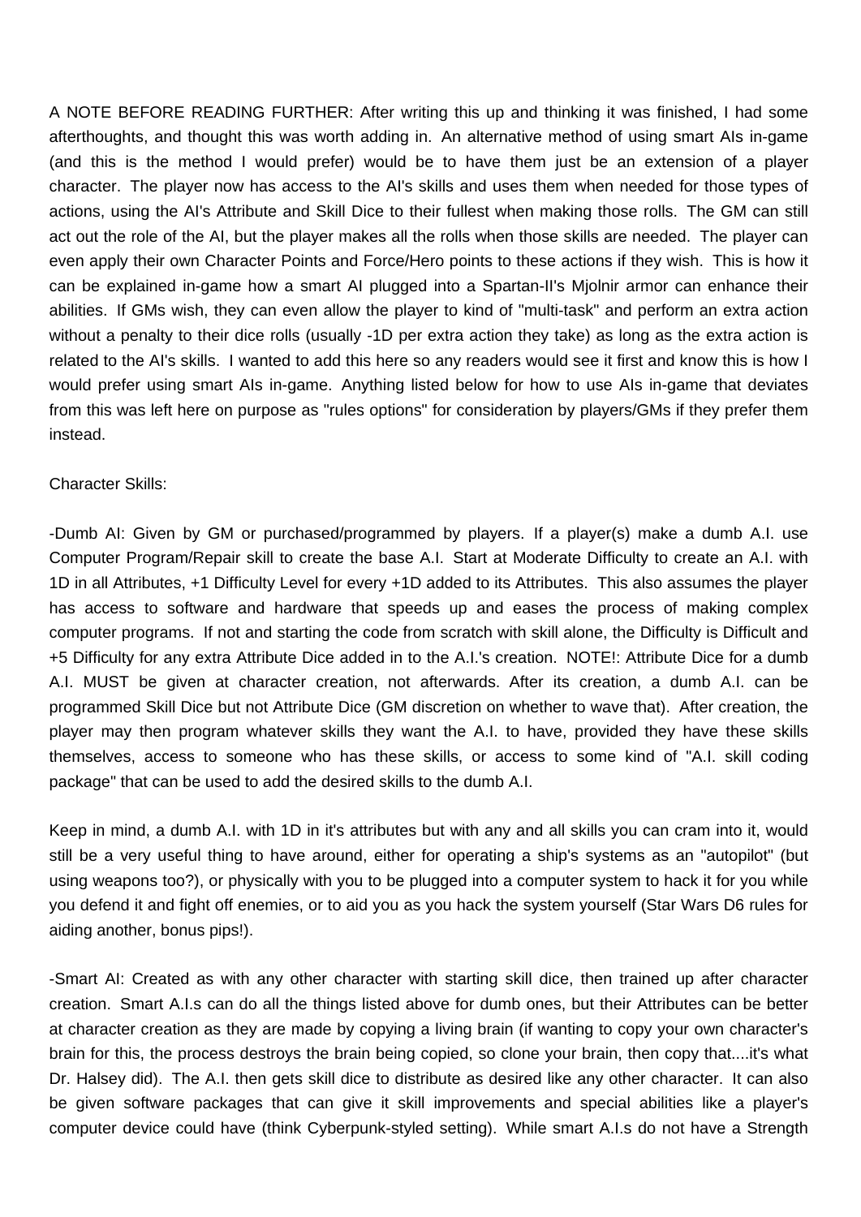A NOTE BEFORE READING FURTHER: After writing this up and thinking it was finished, I had some afterthoughts, and thought this was worth adding in. An alternative method of using smart AIs in-game (and this is the method I would prefer) would be to have them just be an extension of a player character. The player now has access to the AI's skills and uses them when needed for those types of actions, using the AI's Attribute and Skill Dice to their fullest when making those rolls. The GM can still act out the role of the AI, but the player makes all the rolls when those skills are needed. The player can even apply their own Character Points and Force/Hero points to these actions if they wish. This is how it can be explained in-game how a smart AI plugged into a Spartan-II's Mjolnir armor can enhance their abilities. If GMs wish, they can even allow the player to kind of "multi-task" and perform an extra action without a penalty to their dice rolls (usually -1D per extra action they take) as long as the extra action is related to the AI's skills. I wanted to add this here so any readers would see it first and know this is how I would prefer using smart AIs in-game. Anything listed below for how to use AIs in-game that deviates from this was left here on purpose as "rules options" for consideration by players/GMs if they prefer them instead.

Character Skills:

-Dumb AI: Given by GM or purchased/programmed by players. If a player(s) make a dumb A.I. use Computer Program/Repair skill to create the base A.I. Start at Moderate Difficulty to create an A.I. with 1D in all Attributes, +1 Difficulty Level for every +1D added to its Attributes. This also assumes the player has access to software and hardware that speeds up and eases the process of making complex computer programs. If not and starting the code from scratch with skill alone, the Difficulty is Difficult and +5 Difficulty for any extra Attribute Dice added in to the A.I.'s creation. NOTE!: Attribute Dice for a dumb A.I. MUST be given at character creation, not afterwards. After its creation, a dumb A.I. can be programmed Skill Dice but not Attribute Dice (GM discretion on whether to wave that). After creation, the player may then program whatever skills they want the A.I. to have, provided they have these skills themselves, access to someone who has these skills, or access to some kind of "A.I. skill coding package" that can be used to add the desired skills to the dumb A.I.

Keep in mind, a dumb A.I. with 1D in it's attributes but with any and all skills you can cram into it, would still be a very useful thing to have around, either for operating a ship's systems as an "autopilot" (but using weapons too?), or physically with you to be plugged into a computer system to hack it for you while you defend it and fight off enemies, or to aid you as you hack the system yourself (Star Wars D6 rules for aiding another, bonus pips!).

-Smart AI: Created as with any other character with starting skill dice, then trained up after character creation. Smart A.I.s can do all the things listed above for dumb ones, but their Attributes can be better at character creation as they are made by copying a living brain (if wanting to copy your own character's brain for this, the process destroys the brain being copied, so clone your brain, then copy that....it's what Dr. Halsey did). The A.I. then gets skill dice to distribute as desired like any other character. It can also be given software packages that can give it skill improvements and special abilities like a player's computer device could have (think Cyberpunk-styled setting). While smart A.I.s do not have a Strength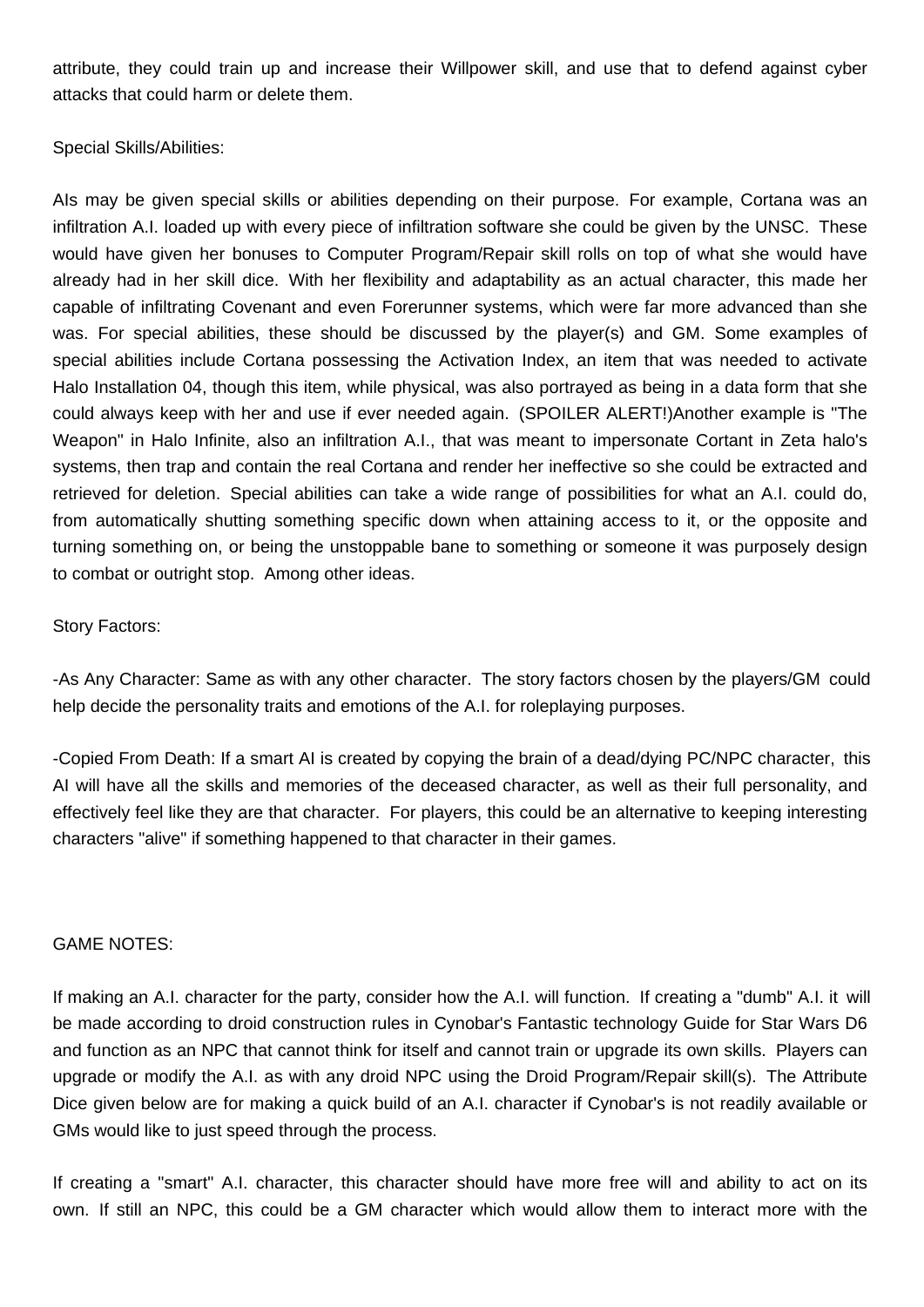attribute, they could train up and increase their Willpower skill, and use that to defend against cyber attacks that could harm or delete them.

Special Skills/Abilities:

AIs may be given special skills or abilities depending on their purpose. For example, Cortana was an infiltration A.I. loaded up with every piece of infiltration software she could be given by the UNSC. These would have given her bonuses to Computer Program/Repair skill rolls on top of what she would have already had in her skill dice. With her flexibility and adaptability as an actual character, this made her capable of infiltrating Covenant and even Forerunner systems, which were far more advanced than she was. For special abilities, these should be discussed by the player(s) and GM. Some examples of special abilities include Cortana possessing the Activation Index, an item that was needed to activate Halo Installation 04, though this item, while physical, was also portrayed as being in a data form that she could always keep with her and use if ever needed again. (SPOILER ALERT!)Another example is "The Weapon" in Halo Infinite, also an infiltration A.I., that was meant to impersonate Cortant in Zeta halo's systems, then trap and contain the real Cortana and render her ineffective so she could be extracted and retrieved for deletion. Special abilities can take a wide range of possibilities for what an A.I. could do, from automatically shutting something specific down when attaining access to it, or the opposite and turning something on, or being the unstoppable bane to something or someone it was purposely design to combat or outright stop. Among other ideas.

Story Factors:

-As Any Character: Same as with any other character. The story factors chosen by the players/GM could help decide the personality traits and emotions of the A.I. for roleplaying purposes.

-Copied From Death: If a smart AI is created by copying the brain of a dead/dying PC/NPC character, this AI will have all the skills and memories of the deceased character, as well as their full personality, and effectively feel like they are that character. For players, this could be an alternative to keeping interesting characters "alive" if something happened to that character in their games.

GAME NOTES:

If making an A.I. character for the party, consider how the A.I. will function. If creating a "dumb" A.I. it will be made according to droid construction rules in Cynobar's Fantastic technology Guide for Star Wars D6 and function as an NPC that cannot think for itself and cannot train or upgrade its own skills. Players can upgrade or modify the A.I. as with any droid NPC using the Droid Program/Repair skill(s). The Attribute Dice given below are for making a quick build of an A.I. character if Cynobar's is not readily available or GMs would like to just speed through the process.

If creating a "smart" A.I. character, this character should have more free will and ability to act on its own. If still an NPC, this could be a GM character which would allow them to interact more with the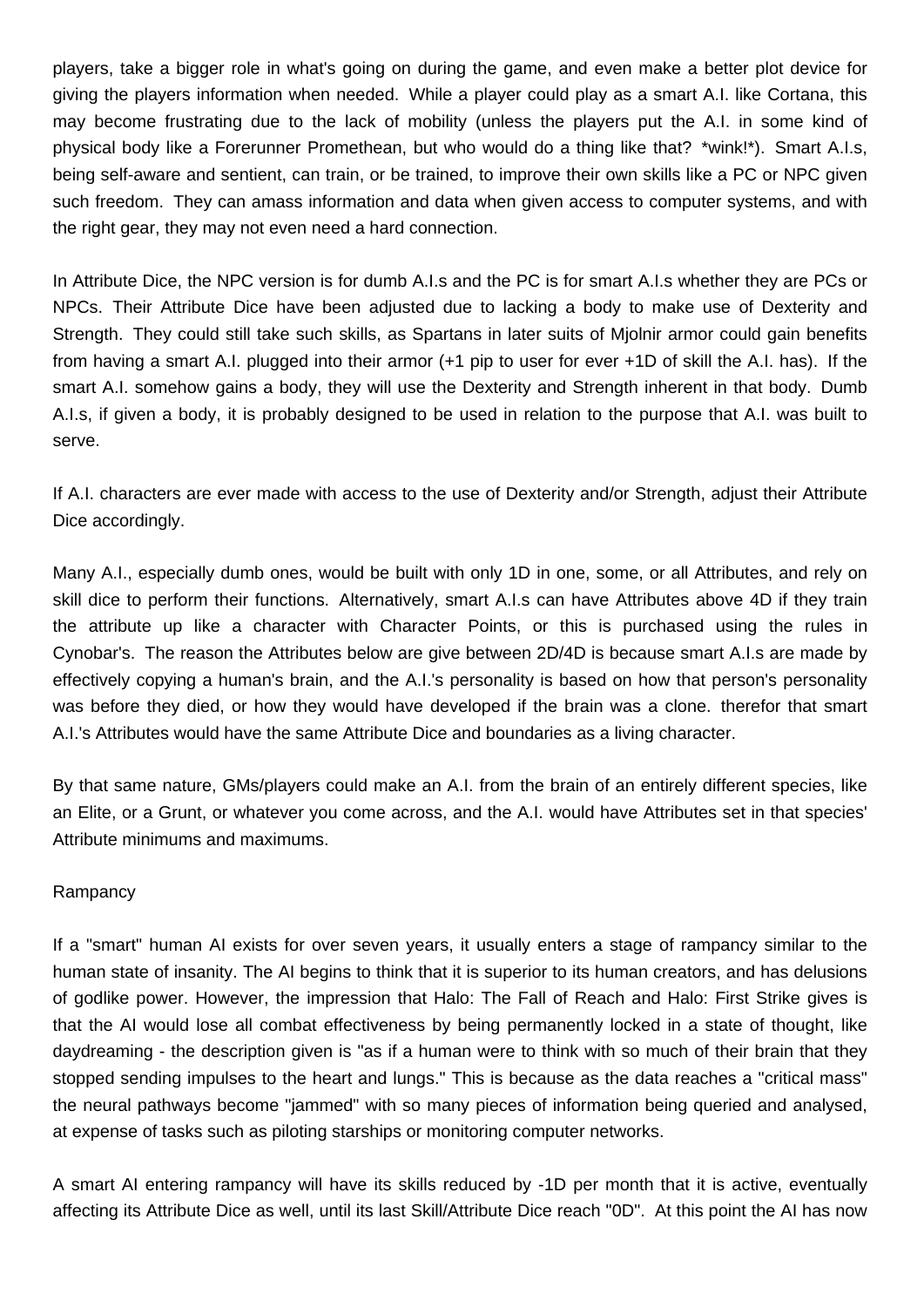players, take a bigger role in what's going on during the game, and even make a better plot device for giving the players information when needed. While a player could play as a smart A.I. like Cortana, this may become frustrating due to the lack of mobility (unless the players put the A.I. in some kind of physical body like a Forerunner Promethean, but who would do a thing like that? *wink!*). Smart A.I.s, being self-aware and sentient, can train, or be trained, to improve their own skills like a PC or NPC given such freedom. They can amass information and data when given access to computer systems, and with the right gear, they may not even need a hard connection.

In Attribute Dice, the NPC version is for dumb A.I.s and the PC is for smart A.I.s whether they are PCs or NPCs. Their Attribute Dice have been adjusted due to lacking a body to make use of Dexterity and Strength. They could still take such skills, as Spartans in later suits of Mjolnir armor could gain benefits from having a smart A.I. plugged into their armor (+1 pip to user for ever +1D of skill the A.I. has). If the smart A.I. somehow gains a body, they will use the Dexterity and Strength inherent in that body. Dumb A.I.s, if given a body, it is probably designed to be used in relation to the purpose that A.I. was built to serve.

If A.I. characters are ever made with access to the use of Dexterity and/or Strength, adjust their Attribute Dice accordingly.

Many A.I., especially dumb ones, would be built with only 1D in one, some, or all Attributes, and rely on skill dice to perform their functions. Alternatively, smart A.I.s can have Attributes above 4D if they train the attribute up like a character with Character Points, or this is purchased using the rules in Cynobar's. The reason the Attributes below are give between 2D/4D is because smart A.I.s are made by effectively copying a human's brain, and the A.I.'s personality is based on how that person's personality was before they died, or how they would have developed if the brain was a clone. therefor that smart A.I.'s Attributes would have the same Attribute Dice and boundaries as a living character.

By that same nature, GMs/players could make an A.I. from the brain of an entirely different species, like an Elite, or a Grunt, or whatever you come across, and the A.I. would have Attributes set in that species' Attribute minimums and maximums.

Rampancy

If a "smart" human AI exists for over seven years, it usually enters a stage of rampancy similar to the human state of insanity. The AI begins to think that it is superior to its human creators, and has delusions of godlike power. However, the impression that Halo: The Fall of Reach and Halo: First Strike gives is that the AI would lose all combat effectiveness by being permanently locked in a state of thought, like daydreaming - the description given is "as if a human were to think with so much of their brain that they stopped sending impulses to the heart and lungs." This is because as the data reaches a "critical mass" the neural pathways become "jammed" with so many pieces of information being queried and analysed, at expense of tasks such as piloting starships or monitoring computer networks.

A smart AI entering rampancy will have its skills reduced by -1D per month that it is active, eventually affecting its Attribute Dice as well, until its last Skill/Attribute Dice reach "0D". At this point the AI has now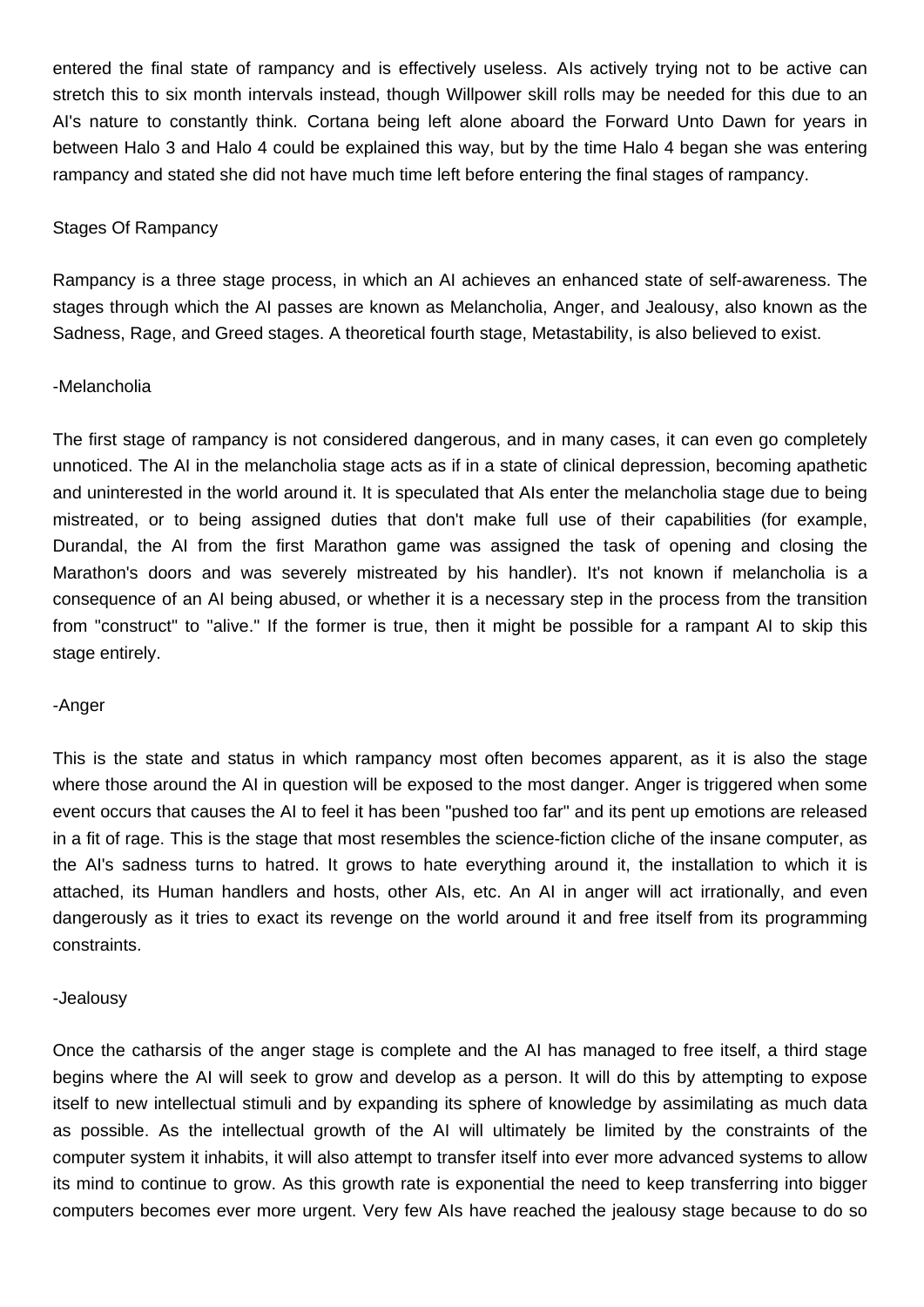entered the final state of rampancy and is effectively useless. AIs actively trying not to be active can stretch this to six month intervals instead, though Willpower skill rolls may be needed for this due to an AI's nature to constantly think. Cortana being left alone aboard the Forward Unto Dawn for years in between Halo 3 and Halo 4 could be explained this way, but by the time Halo 4 began she was entering rampancy and stated she did not have much time left before entering the final stages of rampancy.

## Stages Of Rampancy

Rampancy is a three stage process, in which an AI achieves an enhanced state of self-awareness. The stages through which the AI passes are known as Melancholia, Anger, and Jealousy, also known as the Sadness, Rage, and Greed stages. A theoretical fourth stage, Metastability, is also believed to exist.

### -Melancholia

The first stage of rampancy is not considered dangerous, and in many cases, it can even go completely unnoticed. The AI in the melancholia stage acts as if in a state of clinical depression, becoming apathetic and uninterested in the world around it. It is speculated that AIs enter the melancholia stage due to being mistreated, or to being assigned duties that don't make full use of their capabilities (for example, Durandal, the AI from the first Marathon game was assigned the task of opening and closing the Marathon's doors and was severely mistreated by his handler). It's not known if melancholia is a consequence of an AI being abused, or whether it is a necessary step in the process from the transition from "construct" to "alive." If the former is true, then it might be possible for a rampant AI to skip this stage entirely.

### -Anger

This is the state and status in which rampancy most often becomes apparent, as it is also the stage where those around the AI in question will be exposed to the most danger. Anger is triggered when some event occurs that causes the AI to feel it has been "pushed too far" and its pent up emotions are released in a fit of rage. This is the stage that most resembles the science-fiction cliche of the insane computer, as the AI's sadness turns to hatred. It grows to hate everything around it, the installation to which it is attached, its Human handlers and hosts, other AIs, etc. An AI in anger will act irrationally, and even dangerously as it tries to exact its revenge on the world around it and free itself from its programming constraints.

### -Jealousy

Once the catharsis of the anger stage is complete and the AI has managed to free itself, a third stage begins where the AI will seek to grow and develop as a person. It will do this by attempting to expose itself to new intellectual stimuli and by expanding its sphere of knowledge by assimilating as much data as possible. As the intellectual growth of the AI will ultimately be limited by the constraints of the computer system it inhabits, it will also attempt to transfer itself into ever more advanced systems to allow its mind to continue to grow. As this growth rate is exponential the need to keep transferring into bigger computers becomes ever more urgent. Very few AIs have reached the jealousy stage because to do so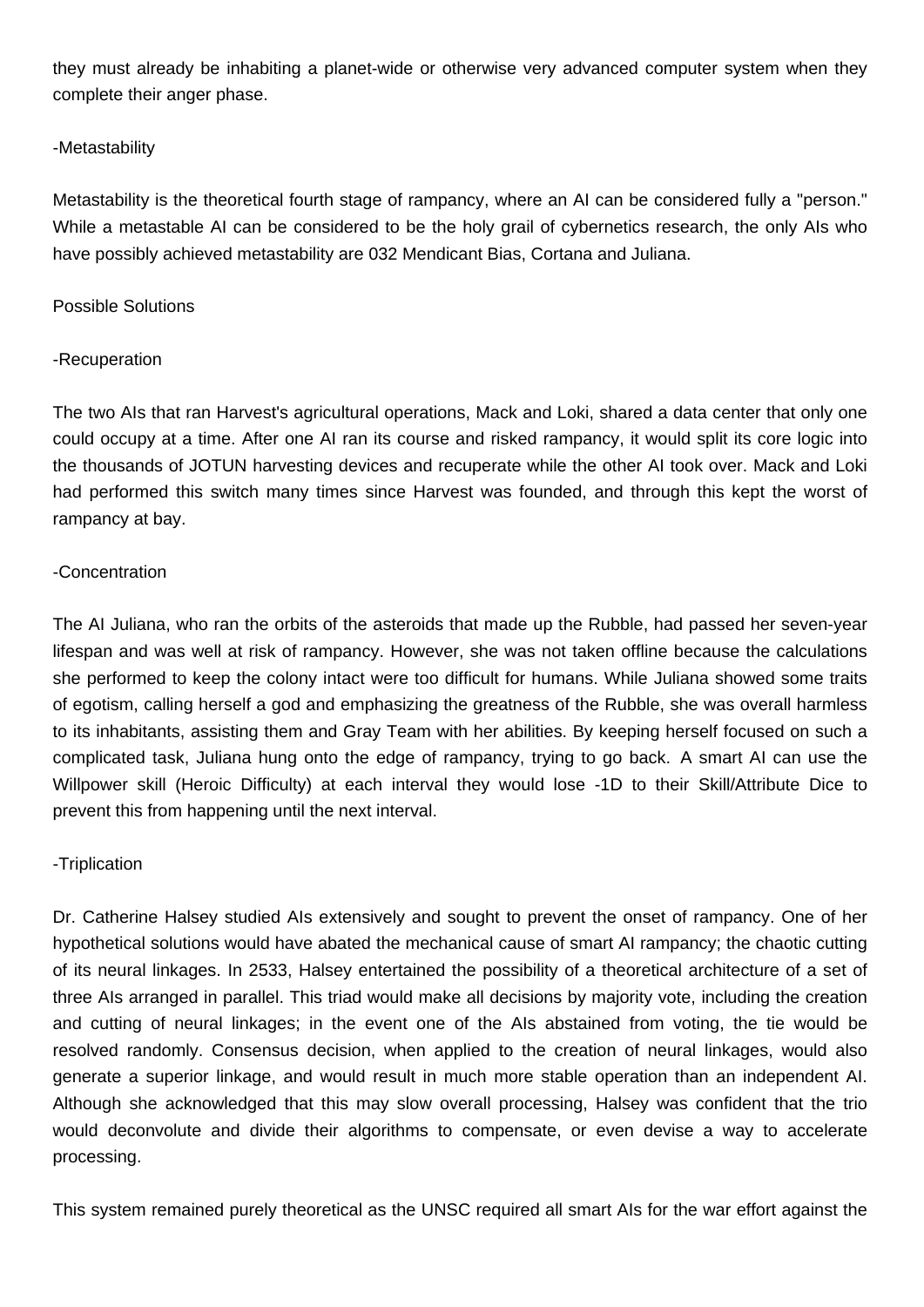they must already be inhabiting a planet-wide or otherwise very advanced computer system when they complete their anger phase.

-Metastability

Metastability is the theoretical fourth stage of rampancy, where an AI can be considered fully a "person." While a metastable AI can be considered to be the holy grail of cybernetics research, the only AIs who have possibly achieved metastability are 032 Mendicant Bias, Cortana and Juliana.

Possible Solutions

-Recuperation

The two AIs that ran Harvest's agricultural operations, Mack and Loki, shared a data center that only one could occupy at a time. After one AI ran its course and risked rampancy, it would split its core logic into the thousands of JOTUN harvesting devices and recuperate while the other AI took over. Mack and Loki had performed this switch many times since Harvest was founded, and through this kept the worst of rampancy at bay.

-Concentration

The AI Juliana, who ran the orbits of the asteroids that made up the Rubble, had passed her seven-year lifespan and was well at risk of rampancy. However, she was not taken offline because the calculations she performed to keep the colony intact were too difficult for humans. While Juliana showed some traits of egotism, calling herself a god and emphasizing the greatness of the Rubble, she was overall harmless to its inhabitants, assisting them and Gray Team with her abilities. By keeping herself focused on such a complicated task, Juliana hung onto the edge of rampancy, trying to go back. A smart AI can use the Willpower skill (Heroic Difficulty) at each interval they would lose -1D to their Skill/Attribute Dice to prevent this from happening until the next interval.

-Triplication

Dr. Catherine Halsey studied AIs extensively and sought to prevent the onset of rampancy. One of her hypothetical solutions would have abated the mechanical cause of smart AI rampancy; the chaotic cutting of its neural linkages. In 2533, Halsey entertained the possibility of a theoretical architecture of a set of three AIs arranged in parallel. This triad would make all decisions by majority vote, including the creation and cutting of neural linkages; in the event one of the AIs abstained from voting, the tie would be resolved randomly. Consensus decision, when applied to the creation of neural linkages, would also generate a superior linkage, and would result in much more stable operation than an independent AI. Although she acknowledged that this may slow overall processing, Halsey was confident that the trio would deconvolute and divide their algorithms to compensate, or even devise a way to accelerate processing.

This system remained purely theoretical as the UNSC required all smart AIs for the war effort against the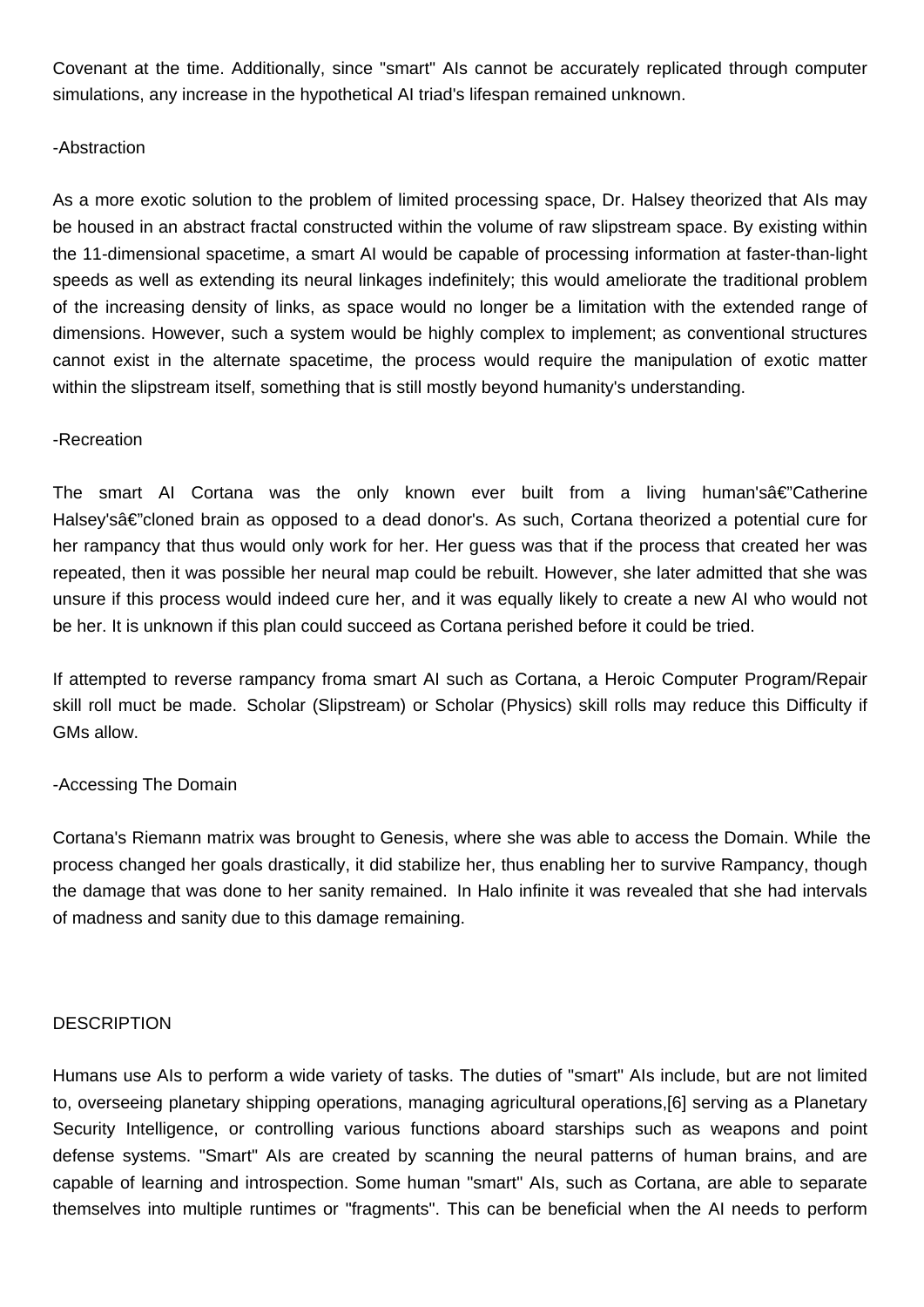Covenant at the time. Additionally, since "smart" AIs cannot be accurately replicated through computer simulations, any increase in the hypothetical AI triad's lifespan remained unknown.

-Abstraction

As a more exotic solution to the problem of limited processing space, Dr. Halsey theorized that AIs may be housed in an abstract fractal constructed within the volume of raw slipstream space. By existing within the 11-dimensional spacetime, a smart AI would be capable of processing information at faster-than-light speeds as well as extending its neural linkages indefinitely; this would ameliorate the traditional problem of the increasing density of links, as space would no longer be a limitation with the extended range of dimensions. However, such a system would be highly complex to implement; as conventional structures cannot exist in the alternate spacetime, the process would require the manipulation of exotic matter within the slipstream itself, something that is still mostly beyond humanity's understanding.

-Recreation

The smart AI Cortana was the only known ever built from a living human'sâ€"Catherine Halsey'sâ€"cloned brain as opposed to a dead donor's. As such, Cortana theorized a potential cure for her rampancy that thus would only work for her. Her guess was that if the process that created her was repeated, then it was possible her neural map could be rebuilt. However, she later admitted that she was unsure if this process would indeed cure her, and it was equally likely to create a new AI who would not be her. It is unknown if this plan could succeed as Cortana perished before it could be tried.

If attempted to reverse rampancy froma smart AI such as Cortana, a Heroic Computer Program/Repair skill roll muct be made. Scholar (Slipstream) or Scholar (Physics) skill rolls may reduce this Difficulty if GMs allow.

-Accessing The Domain

Cortana's Riemann matrix was brought to Genesis, where she was able to access the Domain. While the process changed her goals drastically, it did stabilize her, thus enabling her to survive Rampancy, though the damage that was done to her sanity remained. In Halo infinite it was revealed that she had intervals of madness and sanity due to this damage remaining.

DESCRIPTION

Humans use AIs to perform a wide variety of tasks. The duties of "smart" AIs include, but are not limited to, overseeing planetary shipping operations, managing agricultural operations,[6] serving as a Planetary Security Intelligence, or controlling various functions aboard starships such as weapons and point defense systems. "Smart" AIs are created by scanning the neural patterns of human brains, and are capable of learning and introspection. Some human "smart" AIs, such as Cortana, are able to separate themselves into multiple runtimes or "fragments". This can be beneficial when the AI needs to perform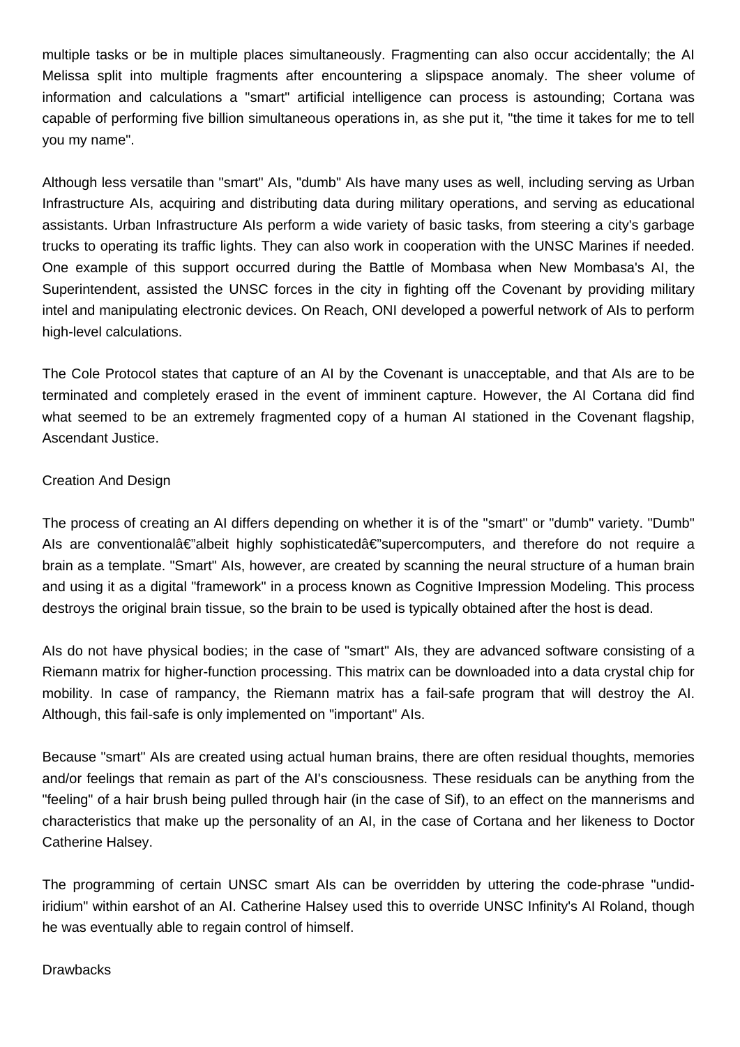multiple tasks or be in multiple places simultaneously. Fragmenting can also occur accidentally; the AI Melissa split into multiple fragments after encountering a slipspace anomaly. The sheer volume of information and calculations a "smart" artificial intelligence can process is astounding; Cortana was capable of performing five billion simultaneous operations in, as she put it, "the time it takes for me to tell you my name".

Although less versatile than "smart" AIs, "dumb" AIs have many uses as well, including serving as Urban Infrastructure AIs, acquiring and distributing data during military operations, and serving as educational assistants. Urban Infrastructure AIs perform a wide variety of basic tasks, from steering a city's garbage trucks to operating its traffic lights. They can also work in cooperation with the UNSC Marines if needed. One example of this support occurred during the Battle of Mombasa when New Mombasa's AI, the Superintendent, assisted the UNSC forces in the city in fighting off the Covenant by providing military intel and manipulating electronic devices. On Reach, ONI developed a powerful network of AIs to perform high-level calculations.

The Cole Protocol states that capture of an AI by the Covenant is unacceptable, and that AIs are to be terminated and completely erased in the event of imminent capture. However, the AI Cortana did find what seemed to be an extremely fragmented copy of a human AI stationed in the Covenant flagship, Ascendant Justice.

## Creation And Design

The process of creating an AI differs depending on whether it is of the "smart" or "dumb" variety. "Dumb" AIs are conventionalâ€"albeit highly sophisticatedâ€"supercomputers, and therefore do not require a brain as a template. "Smart" AIs, however, are created by scanning the neural structure of a human brain and using it as a digital "framework" in a process known as Cognitive Impression Modeling. This process destroys the original brain tissue, so the brain to be used is typically obtained after the host is dead.

AIs do not have physical bodies; in the case of "smart" AIs, they are advanced software consisting of a Riemann matrix for higher-function processing. This matrix can be downloaded into a data crystal chip for mobility. In case of rampancy, the Riemann matrix has a fail-safe program that will destroy the AI. Although, this fail-safe is only implemented on "important" AIs.

Because "smart" AIs are created using actual human brains, there are often residual thoughts, memories and/or feelings that remain as part of the AI's consciousness. These residuals can be anything from the "feeling" of a hair brush being pulled through hair (in the case of Sif), to an effect on the mannerisms and characteristics that make up the personality of an AI, in the case of Cortana and her likeness to Doctor Catherine Halsey.

The programming of certain UNSC smart AIs can be overridden by uttering the code-phrase "undid-iridium" within earshot of an AI. Catherine Halsey used this to override UNSC Infinity's AI Roland, though he was eventually able to regain control of himself.

## Drawbacks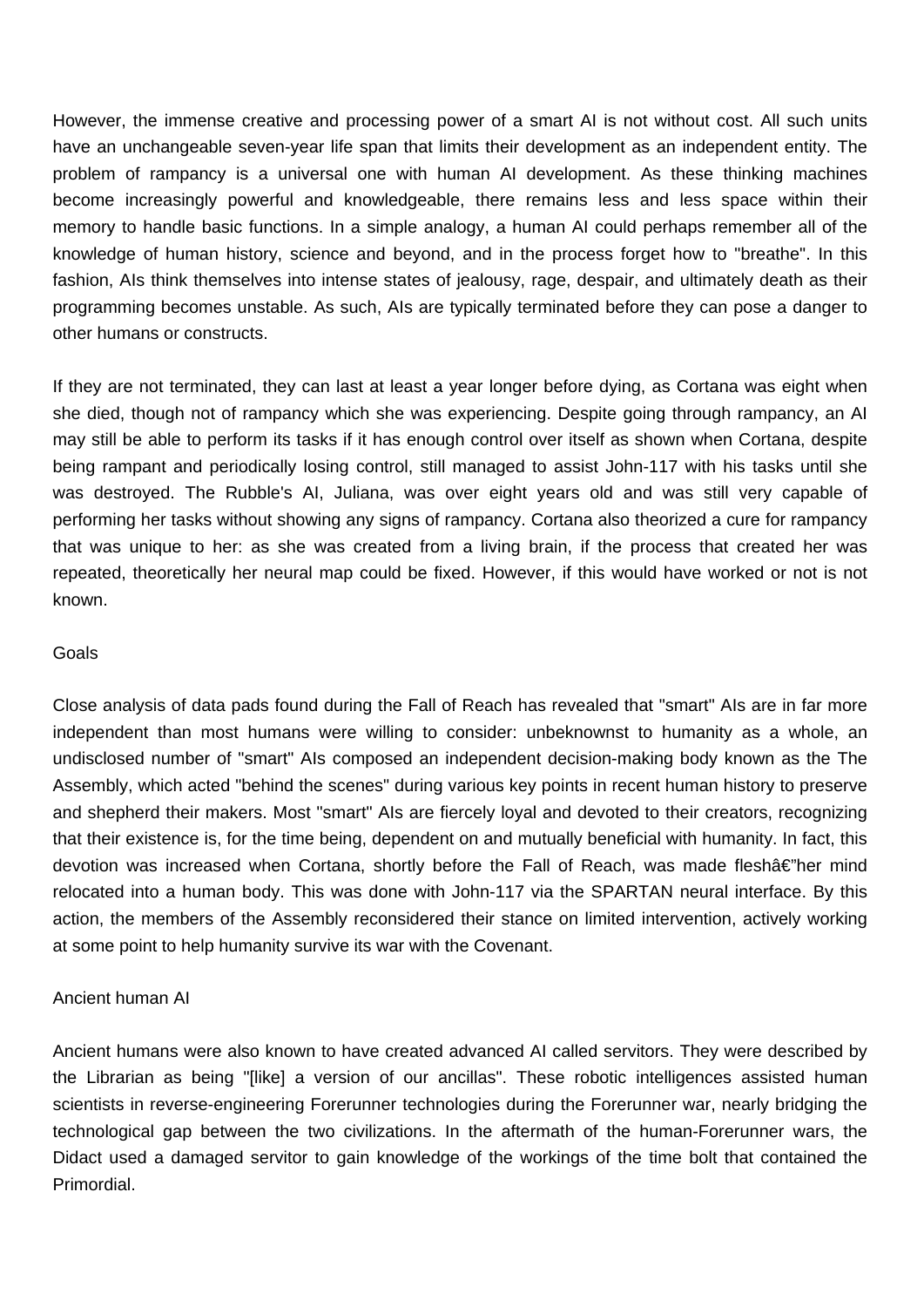However, the immense creative and processing power of a smart AI is not without cost. All such units have an unchangeable seven-year life span that limits their development as an independent entity. The problem of rampancy is a universal one with human AI development. As these thinking machines become increasingly powerful and knowledgeable, there remains less and less space within their memory to handle basic functions. In a simple analogy, a human AI could perhaps remember all of the knowledge of human history, science and beyond, and in the process forget how to "breathe". In this fashion, AIs think themselves into intense states of jealousy, rage, despair, and ultimately death as their programming becomes unstable. As such, AIs are typically terminated before they can pose a danger to other humans or constructs.

If they are not terminated, they can last at least a year longer before dying, as Cortana was eight when she died, though not of rampancy which she was experiencing. Despite going through rampancy, an AI may still be able to perform its tasks if it has enough control over itself as shown when Cortana, despite being rampant and periodically losing control, still managed to assist John-117 with his tasks until she was destroyed. The Rubble's AI, Juliana, was over eight years old and was still very capable of performing her tasks without showing any signs of rampancy. Cortana also theorized a cure for rampancy that was unique to her: as she was created from a living brain, if the process that created her was repeated, theoretically her neural map could be fixed. However, if this would have worked or not is not known.

## Goals

Close analysis of data pads found during the Fall of Reach has revealed that "smart" AIs are in far more independent than most humans were willing to consider: unbeknownst to humanity as a whole, an undisclosed number of "smart" AIs composed an independent decision-making body known as the The Assembly, which acted "behind the scenes" during various key points in recent human history to preserve and shepherd their makers. Most "smart" AIs are fiercely loyal and devoted to their creators, recognizing that their existence is, for the time being, dependent on and mutually beneficial with humanity. In fact, this devotion was increased when Cortana, shortly before the Fall of Reach, was made fleshâ€"her mind relocated into a human body. This was done with John-117 via the SPARTAN neural interface. By this action, the members of the Assembly reconsidered their stance on limited intervention, actively working at some point to help humanity survive its war with the Covenant.

## Ancient human AI

Ancient humans were also known to have created advanced AI called servitors. They were described by the Librarian as being "[like] a version of our ancillas". These robotic intelligences assisted human scientists in reverse-engineering Forerunner technologies during the Forerunner war, nearly bridging the technological gap between the two civilizations. In the aftermath of the human-Forerunner wars, the Didact used a damaged servitor to gain knowledge of the workings of the time bolt that contained the Primordial.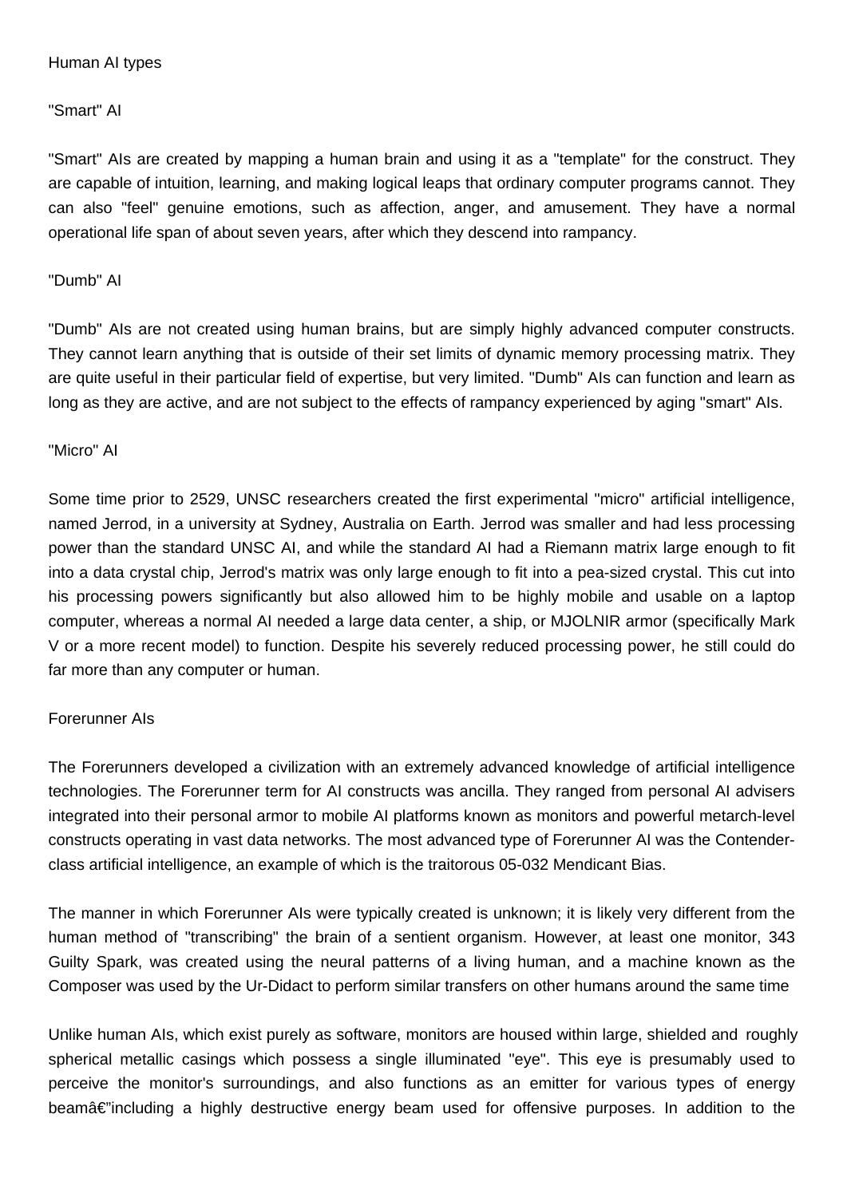## Human AI types

### "Smart" AI

"Smart" AIs are created by mapping a human brain and using it as a "template" for the construct. They are capable of intuition, learning, and making logical leaps that ordinary computer programs cannot. They can also "feel" genuine emotions, such as affection, anger, and amusement. They have a normal operational life span of about seven years, after which they descend into rampancy.

### "Dumb" AI

"Dumb" AIs are not created using human brains, but are simply highly advanced computer constructs. They cannot learn anything that is outside of their set limits of dynamic memory processing matrix. They are quite useful in their particular field of expertise, but very limited. "Dumb" AIs can function and learn as long as they are active, and are not subject to the effects of rampancy experienced by aging "smart" AIs.

### "Micro" AI

Some time prior to 2529, UNSC researchers created the first experimental "micro" artificial intelligence, named Jerrod, in a university at Sydney, Australia on Earth. Jerrod was smaller and had less processing power than the standard UNSC AI, and while the standard AI had a Riemann matrix large enough to fit into a data crystal chip, Jerrod's matrix was only large enough to fit into a pea-sized crystal. This cut into his processing powers significantly but also allowed him to be highly mobile and usable on a laptop computer, whereas a normal AI needed a large data center, a ship, or MJOLNIR armor (specifically Mark V or a more recent model) to function. Despite his severely reduced processing power, he still could do far more than any computer or human.

## Forerunner AIs

The Forerunners developed a civilization with an extremely advanced knowledge of artificial intelligence technologies. The Forerunner term for AI constructs was ancilla. They ranged from personal AI advisers integrated into their personal armor to mobile AI platforms known as monitors and powerful metarch-level constructs operating in vast data networks. The most advanced type of Forerunner AI was the Contender-class artificial intelligence, an example of which is the traitorous 05-032 Mendicant Bias.

The manner in which Forerunner AIs were typically created is unknown; it is likely very different from the human method of "transcribing" the brain of a sentient organism. However, at least one monitor, 343 Guilty Spark, was created using the neural patterns of a living human, and a machine known as the Composer was used by the Ur-Didact to perform similar transfers on other humans around the same time

Unlike human AIs, which exist purely as software, monitors are housed within large, shielded and roughly spherical metallic casings which possess a single illuminated "eye". This eye is presumably used to perceive the monitor's surroundings, and also functions as an emitter for various types of energy beamâ€"including a highly destructive energy beam used for offensive purposes. In addition to the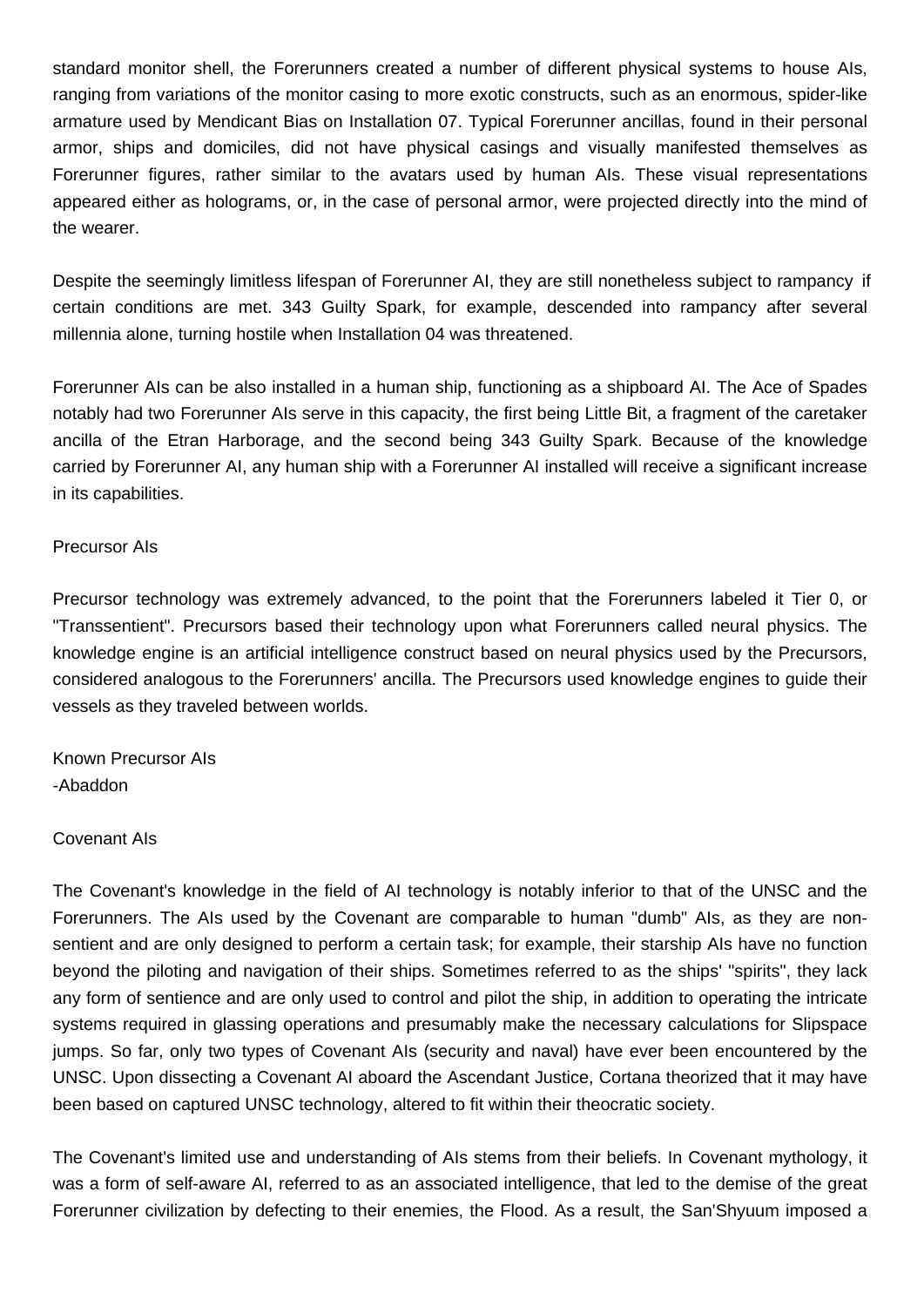standard monitor shell, the Forerunners created a number of different physical systems to house AIs, ranging from variations of the monitor casing to more exotic constructs, such as an enormous, spider-like armature used by Mendicant Bias on Installation 07. Typical Forerunner ancillas, found in their personal armor, ships and domiciles, did not have physical casings and visually manifested themselves as Forerunner figures, rather similar to the avatars used by human AIs. These visual representations appeared either as holograms, or, in the case of personal armor, were projected directly into the mind of the wearer.

Despite the seemingly limitless lifespan of Forerunner AI, they are still nonetheless subject to rampancy if certain conditions are met. 343 Guilty Spark, for example, descended into rampancy after several millennia alone, turning hostile when Installation 04 was threatened.

Forerunner AIs can be also installed in a human ship, functioning as a shipboard AI. The Ace of Spades notably had two Forerunner AIs serve in this capacity, the first being Little Bit, a fragment of the caretaker ancilla of the Etran Harborage, and the second being 343 Guilty Spark. Because of the knowledge carried by Forerunner AI, any human ship with a Forerunner AI installed will receive a significant increase in its capabilities.

## Precursor AIs

Precursor technology was extremely advanced, to the point that the Forerunners labeled it Tier 0, or "Transsentient". Precursors based their technology upon what Forerunners called neural physics. The knowledge engine is an artificial intelligence construct based on neural physics used by the Precursors, considered analogous to the Forerunners' ancilla. The Precursors used knowledge engines to guide their vessels as they traveled between worlds.

Known Precursor AIs
-Abaddon

## Covenant AIs

The Covenant's knowledge in the field of AI technology is notably inferior to that of the UNSC and the Forerunners. The AIs used by the Covenant are comparable to human "dumb" AIs, as they are non-sentient and are only designed to perform a certain task; for example, their starship AIs have no function beyond the piloting and navigation of their ships. Sometimes referred to as the ships' "spirits", they lack any form of sentience and are only used to control and pilot the ship, in addition to operating the intricate systems required in glassing operations and presumably make the necessary calculations for Slipspace jumps. So far, only two types of Covenant AIs (security and naval) have ever been encountered by the UNSC. Upon dissecting a Covenant AI aboard the Ascendant Justice, Cortana theorized that it may have been based on captured UNSC technology, altered to fit within their theocratic society.

The Covenant's limited use and understanding of AIs stems from their beliefs. In Covenant mythology, it was a form of self-aware AI, referred to as an associated intelligence, that led to the demise of the great Forerunner civilization by defecting to their enemies, the Flood. As a result, the San'Shyuum imposed a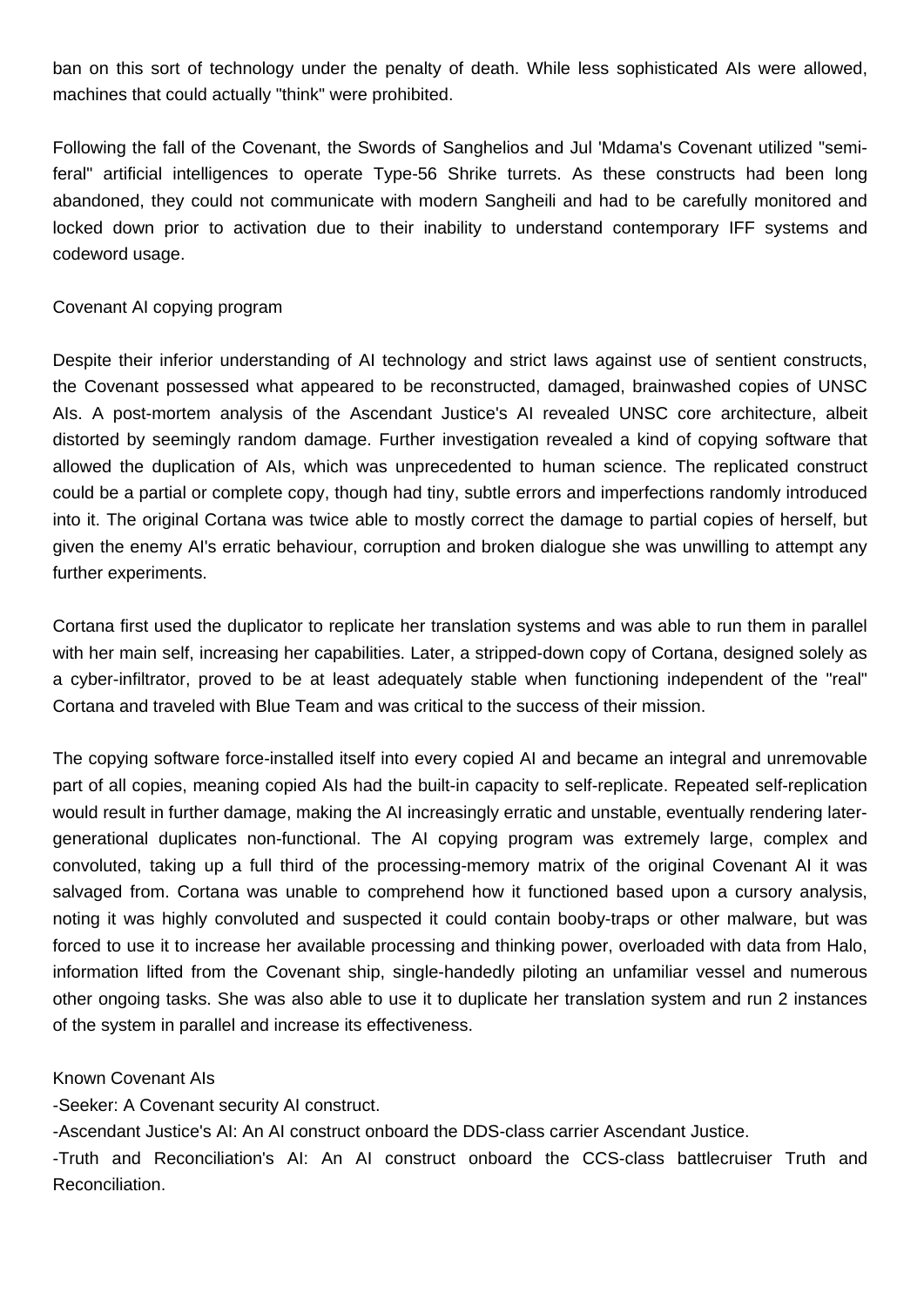ban on this sort of technology under the penalty of death. While less sophisticated AIs were allowed, machines that could actually "think" were prohibited.

Following the fall of the Covenant, the Swords of Sanghelios and Jul 'Mdama's Covenant utilized "semi-feral" artificial intelligences to operate Type-56 Shrike turrets. As these constructs had been long abandoned, they could not communicate with modern Sangheili and had to be carefully monitored and locked down prior to activation due to their inability to understand contemporary IFF systems and codeword usage.

## Covenant AI copying program

Despite their inferior understanding of AI technology and strict laws against use of sentient constructs, the Covenant possessed what appeared to be reconstructed, damaged, brainwashed copies of UNSC AIs. A post-mortem analysis of the Ascendant Justice's AI revealed UNSC core architecture, albeit distorted by seemingly random damage. Further investigation revealed a kind of copying software that allowed the duplication of AIs, which was unprecedented to human science. The replicated construct could be a partial or complete copy, though had tiny, subtle errors and imperfections randomly introduced into it. The original Cortana was twice able to mostly correct the damage to partial copies of herself, but given the enemy AI's erratic behaviour, corruption and broken dialogue she was unwilling to attempt any further experiments.

Cortana first used the duplicator to replicate her translation systems and was able to run them in parallel with her main self, increasing her capabilities. Later, a stripped-down copy of Cortana, designed solely as a cyber-infiltrator, proved to be at least adequately stable when functioning independent of the "real" Cortana and traveled with Blue Team and was critical to the success of their mission.

The copying software force-installed itself into every copied AI and became an integral and unremovable part of all copies, meaning copied AIs had the built-in capacity to self-replicate. Repeated self-replication would result in further damage, making the AI increasingly erratic and unstable, eventually rendering later-generational duplicates non-functional. The AI copying program was extremely large, complex and convoluted, taking up a full third of the processing-memory matrix of the original Covenant AI it was salvaged from. Cortana was unable to comprehend how it functioned based upon a cursory analysis, noting it was highly convoluted and suspected it could contain booby-traps or other malware, but was forced to use it to increase her available processing and thinking power, overloaded with data from Halo, information lifted from the Covenant ship, single-handedly piloting an unfamiliar vessel and numerous other ongoing tasks. She was also able to use it to duplicate her translation system and run 2 instances of the system in parallel and increase its effectiveness.

## Known Covenant AIs

- Seeker: A Covenant security AI construct.
- Ascendant Justice's AI: An AI construct onboard the DDS-class carrier Ascendant Justice.
- Truth and Reconciliation's AI: An AI construct onboard the CCS-class battlecruiser Truth and Reconciliation.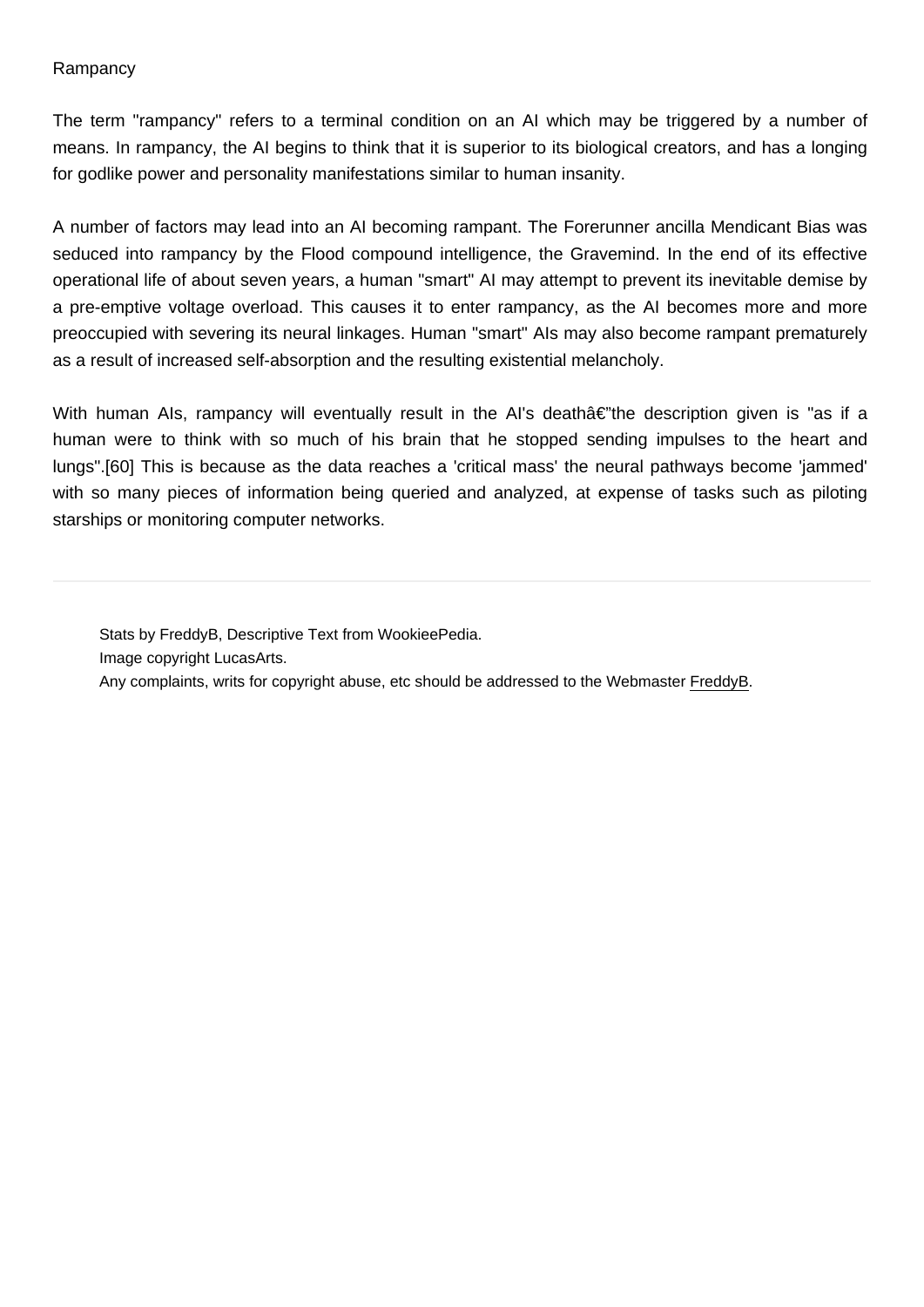Rampancy

The term "rampancy" refers to a terminal condition on an AI which may be triggered by a number of means. In rampancy, the AI begins to think that it is superior to its biological creators, and has a longing for godlike power and personality manifestations similar to human insanity.

A number of factors may lead into an AI becoming rampant. The Forerunner ancilla Mendicant Bias was seduced into rampancy by the Flood compound intelligence, the Gravemind. In the end of its effective operational life of about seven years, a human "smart" AI may attempt to prevent its inevitable demise by a pre-emptive voltage overload. This causes it to enter rampancy, as the AI becomes more and more preoccupied with severing its neural linkages. Human "smart" AIs may also become rampant prematurely as a result of increased self-absorption and the resulting existential melancholy.

With human AIs, rampancy will eventually result in the AI's deathâ€"the description given is "as if a human were to think with so much of his brain that he stopped sending impulses to the heart and lungs".[60] This is because as the data reaches a 'critical mass' the neural pathways become 'jammed' with so many pieces of information being queried and analyzed, at expense of tasks such as piloting starships or monitoring computer networks.

---

Stats by FreddyB, Descriptive Text from WookieePedia.
Image copyright LucasArts.
Any complaints, writs for copyright abuse, etc should be addressed to the Webmaster FreddyB.